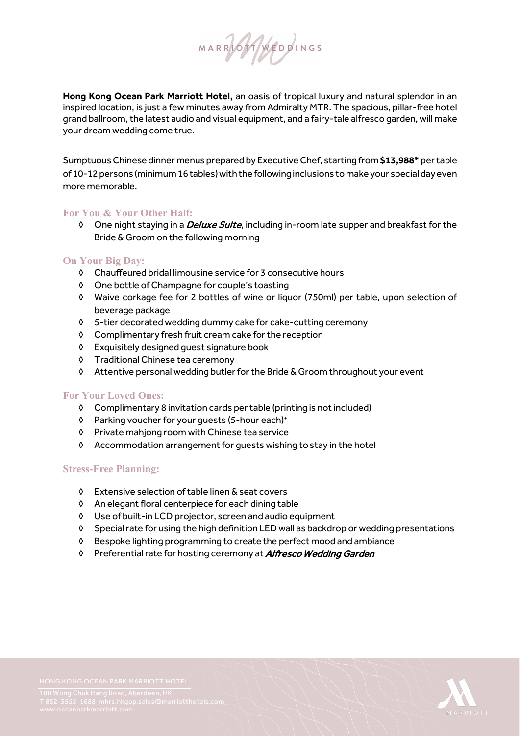MARRIOTT WEDDINGS

**Hong Kong Ocean Park Marriott Hotel,** an oasis of tropical luxury and natural splendor in an inspired location, is just a few minutes away from Admiralty MTR. The spacious, pillar-free hotel grand ballroom, the latest audio and visual equipment, and a fairy-tale alfresco garden, will make your dream wedding come true.

Sumptuous Chinese dinner menus prepared by Executive Chef, starting from **$13,988*** per table of 10-12 persons (minimum 16 tables) with the following inclusions to make your special day even more memorable.

### For You & Your Other Half:

- One night staying in a ***Deluxe Suite***, including in-room late supper and breakfast for the Bride & Groom on the following morning

### On Your Big Day:

- Chauffeured bridal limousine service for 3 consecutive hours
- One bottle of Champagne for couple's toasting
- Waive corkage fee for 2 bottles of wine or liquor (750ml) per table, upon selection of beverage package
- 5-tier decorated wedding dummy cake for cake-cutting ceremony
- Complimentary fresh fruit cream cake for the reception
- Exquisitely designed guest signature book
- Traditional Chinese tea ceremony
- Attentive personal wedding butler for the Bride & Groom throughout your event

### For Your Loved Ones:

- Complimentary 8 invitation cards per table (printing is not included)
- Parking voucher for your guests (5-hour each)+
- Private mahjong room with Chinese tea service
- Accommodation arrangement for guests wishing to stay in the hotel

### Stress-Free Planning:

- Extensive selection of table linen & seat covers
- An elegant floral centerpiece for each dining table
- Use of built-in LCD projector, screen and audio equipment
- Special rate for using the high definition LED wall as backdrop or wedding presentations
- Bespoke lighting programming to create the perfect mood and ambiance
- Preferential rate for hosting ceremony at ***Alfresco Wedding Garden***

HONG KONG OCEAN PARK MARRIOTT HOTEL
180 Wong Chuk Hang Road, Aberdeen, HK
T 852 3555 1688 mhrs.hkgop.sales@marriotthotels.com
www.oceanparkmarriott.com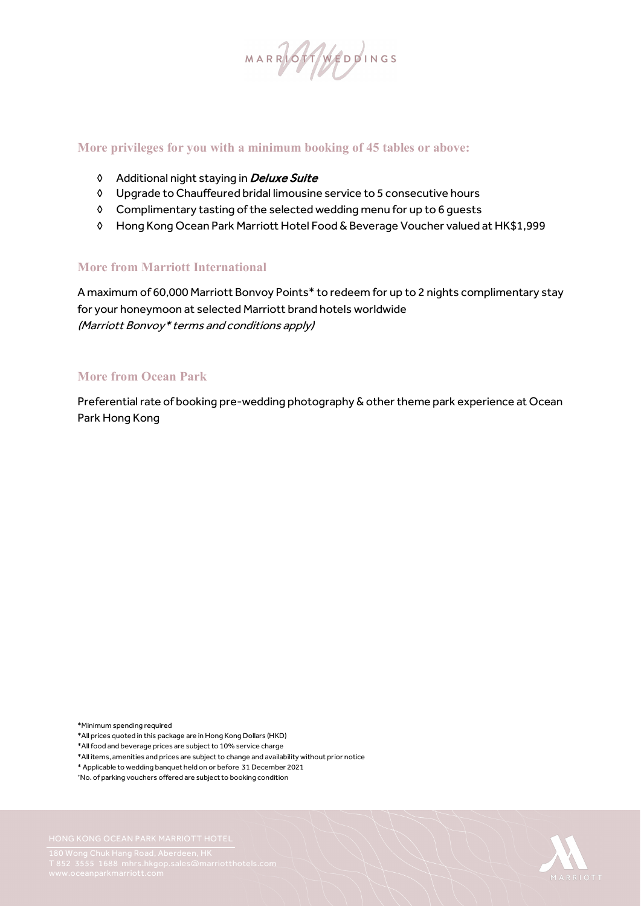## More privileges for you with a minimum booking of 45 tables or above:

- Additional night staying in ***Deluxe Suite***
- Upgrade to Chauffeured bridal limousine service to 5 consecutive hours
- Complimentary tasting of the selected wedding menu for up to 6 guests
- Hong Kong Ocean Park Marriott Hotel Food & Beverage Voucher valued at HK$1,999

## More from Marriott International

A maximum of 60,000 Marriott Bonvoy Points* to redeem for up to 2 nights complimentary stay for your honeymoon at selected Marriott brand hotels worldwide
*(Marriott Bonvoy* terms and conditions apply)*

## More from Ocean Park

Preferential rate of booking pre-wedding photography & other theme park experience at Ocean Park Hong Kong

*Minimum spending required
*All prices quoted in this package are in Hong Kong Dollars (HKD)
*All food and beverage prices are subject to 10% service charge
*All items, amenities and prices are subject to change and availability without prior notice
* Applicable to wedding banquet held on or before 31 December 2021
*No. of parking vouchers offered are subject to booking condition

HONG KONG OCEAN PARK MARRIOTT HOTEL
180 Wong Chuk Hang Road, Aberdeen, HK
T 852 3555 1688 mhrs.hkgop.sales@marriotthotels.com
www.oceanparkmarriott.com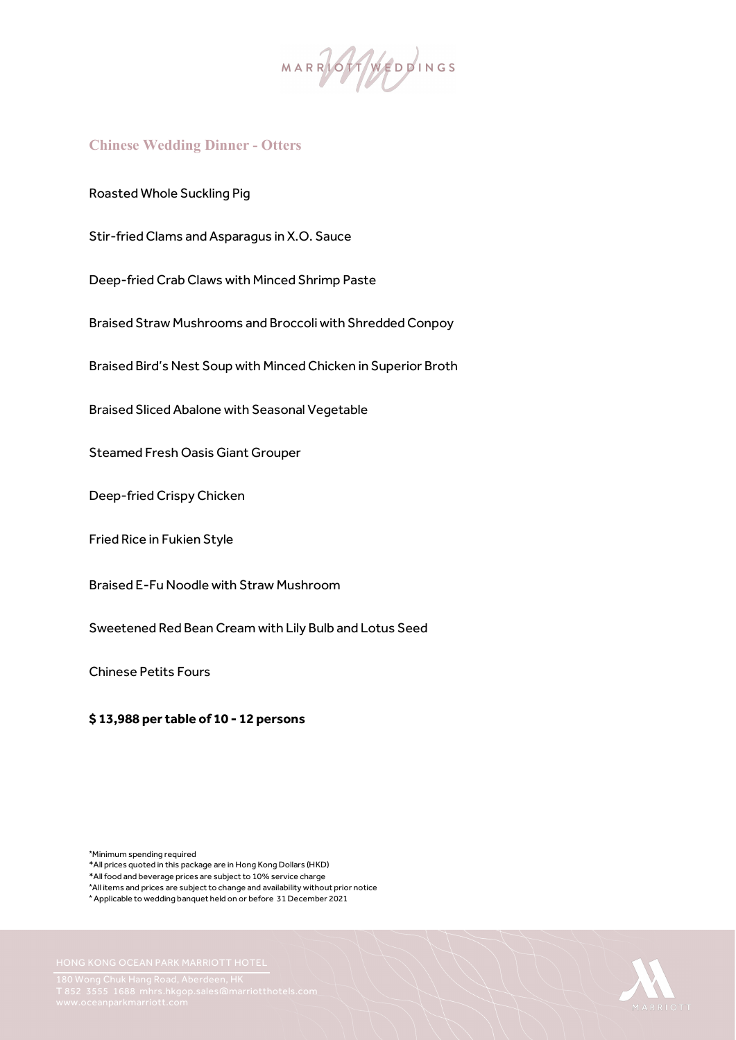## Chinese Wedding Dinner - Otters

Roasted Whole Suckling Pig

Stir-fried Clams and Asparagus in X.O. Sauce

Deep-fried Crab Claws with Minced Shrimp Paste

Braised Straw Mushrooms and Broccoli with Shredded Conpoy

Braised Bird's Nest Soup with Minced Chicken in Superior Broth

Braised Sliced Abalone with Seasonal Vegetable

Steamed Fresh Oasis Giant Grouper

Deep-fried Crispy Chicken

Fried Rice in Fukien Style

Braised E-Fu Noodle with Straw Mushroom

Sweetened Red Bean Cream with Lily Bulb and Lotus Seed

Chinese Petits Fours

**$ 13,988 per table of 10 - 12 persons**

*Minimum spending required
*All prices quoted in this package are in Hong Kong Dollars (HKD)
*All food and beverage prices are subject to 10% service charge
*All items and prices are subject to change and availability without prior notice
* Applicable to wedding banquet held on or before 31 December 2021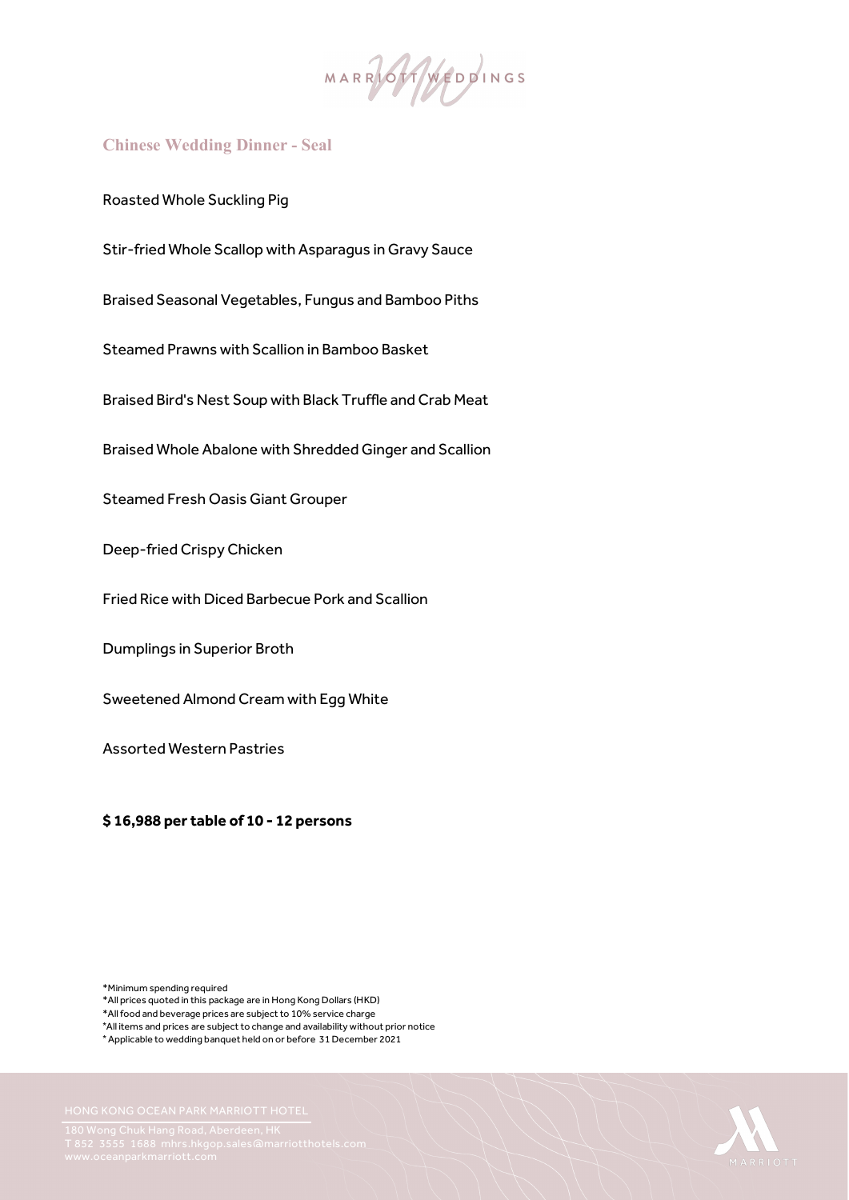## Chinese Wedding Dinner - Seal

Roasted Whole Suckling Pig

Stir-fried Whole Scallop with Asparagus in Gravy Sauce

Braised Seasonal Vegetables, Fungus and Bamboo Piths

Steamed Prawns with Scallion in Bamboo Basket

Braised Bird's Nest Soup with Black Truffle and Crab Meat

Braised Whole Abalone with Shredded Ginger and Scallion

Steamed Fresh Oasis Giant Grouper

Deep-fried Crispy Chicken

Fried Rice with Diced Barbecue Pork and Scallion

Dumplings in Superior Broth

Sweetened Almond Cream with Egg White

Assorted Western Pastries

**$ 16,988 per table of 10 - 12 persons**

*Minimum spending required
*All prices quoted in this package are in Hong Kong Dollars (HKD)
*All food and beverage prices are subject to 10% service charge
*All items and prices are subject to change and availability without prior notice
* Applicable to wedding banquet held on or before 31 December 2021

HONG KONG OCEAN PARK MARRIOTT HOTEL
180 Wong Chuk Hang Road, Aberdeen, HK
T 852 3555 1688 mhrs.hkgop.sales@marriotthotels.com
www.oceanparkmarriott.com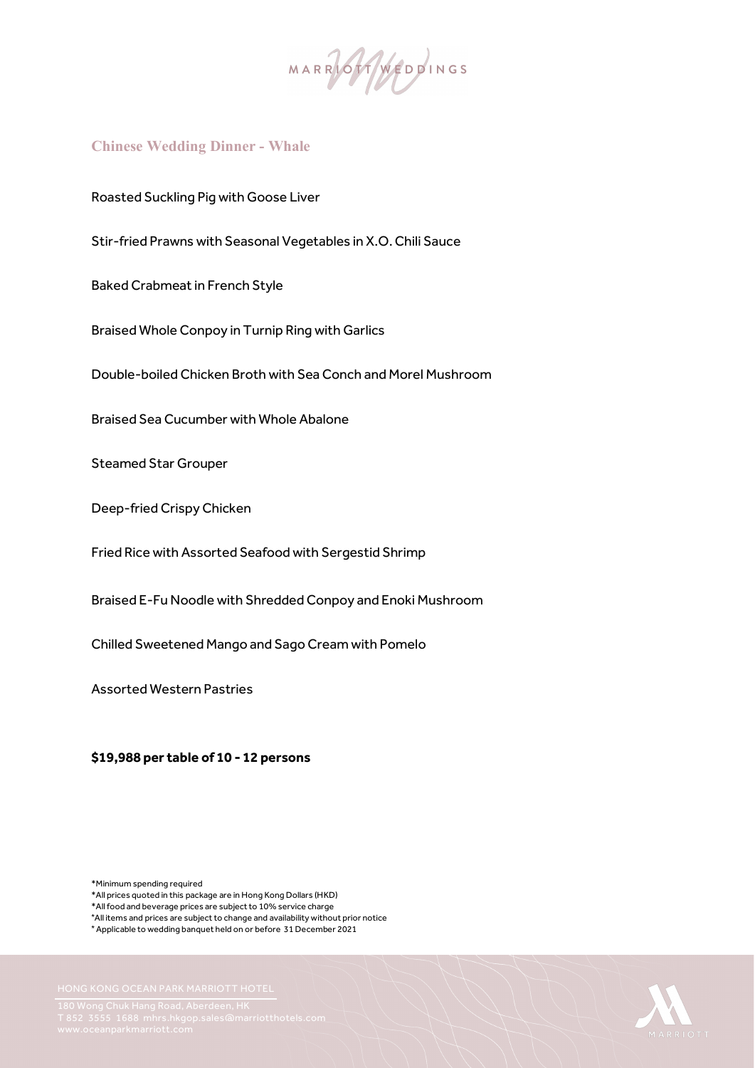## Chinese Wedding Dinner - Whale

Roasted Suckling Pig with Goose Liver

Stir-fried Prawns with Seasonal Vegetables in X.O. Chili Sauce

Baked Crabmeat in French Style

Braised Whole Conpoy in Turnip Ring with Garlics

Double-boiled Chicken Broth with Sea Conch and Morel Mushroom

Braised Sea Cucumber with Whole Abalone

Steamed Star Grouper

Deep-fried Crispy Chicken

Fried Rice with Assorted Seafood with Sergestid Shrimp

Braised E-Fu Noodle with Shredded Conpoy and Enoki Mushroom

Chilled Sweetened Mango and Sago Cream with Pomelo

Assorted Western Pastries

**$19,988 per table of 10 - 12 persons**

*Minimum spending required
*All prices quoted in this package are in Hong Kong Dollars (HKD)
*All food and beverage prices are subject to 10% service charge
*All items and prices are subject to change and availability without prior notice
* Applicable to wedding banquet held on or before 31 December 2021

HONG KONG OCEAN PARK MARRIOTT HOTEL
180 Wong Chuk Hang Road, Aberdeen, HK
T 852 3555 1688 mhrs.hkgop.sales@marriotthotels.com
www.oceanparkmarriott.com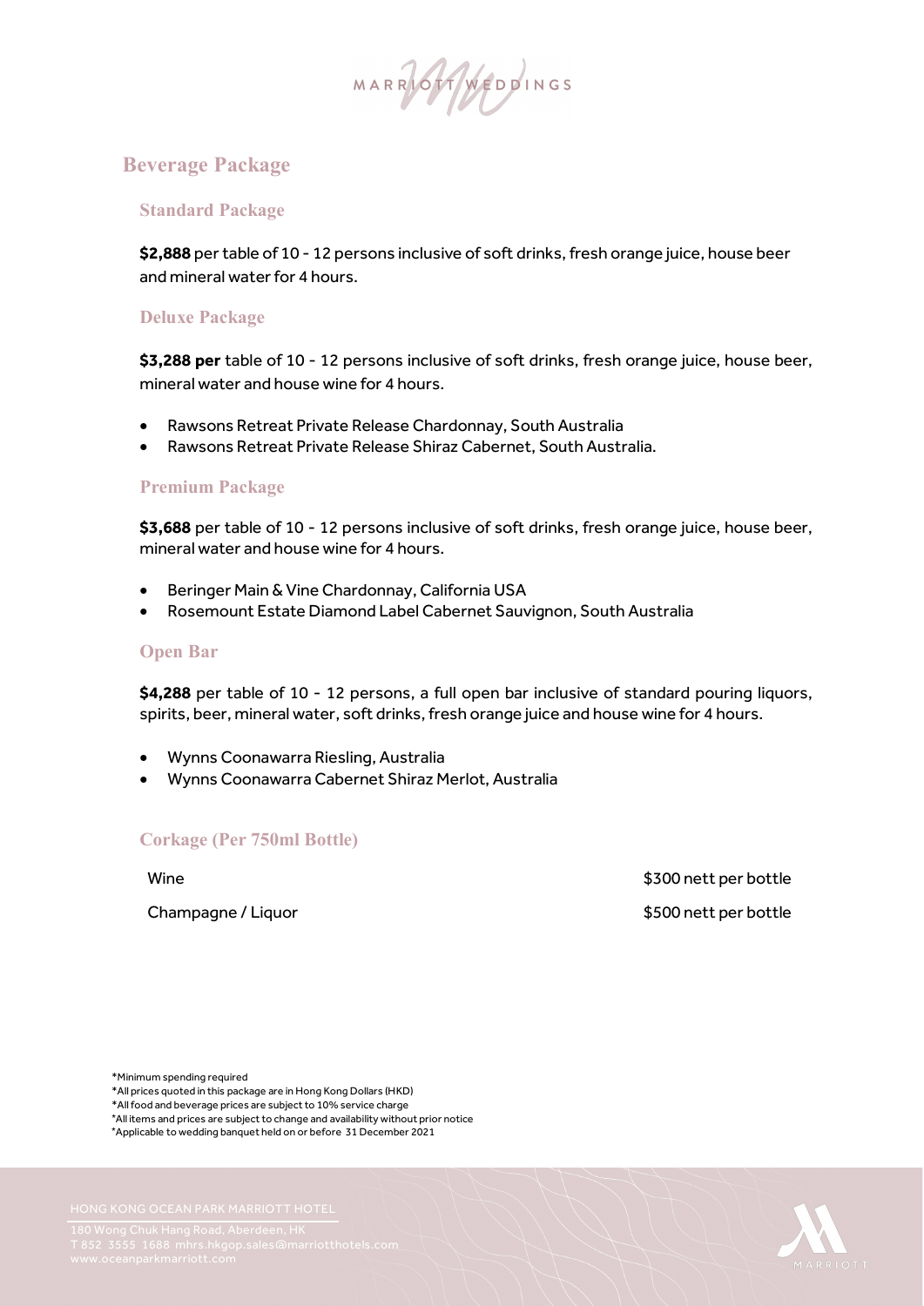# Beverage Package

## Standard Package

**$2,888** per table of 10 - 12 persons inclusive of soft drinks, fresh orange juice, house beer and mineral water for 4 hours.

## Deluxe Package

**$3,288 per** table of 10 - 12 persons inclusive of soft drinks, fresh orange juice, house beer, mineral water and house wine for 4 hours.

- Rawsons Retreat Private Release Chardonnay, South Australia
- Rawsons Retreat Private Release Shiraz Cabernet, South Australia.

## Premium Package

**$3,688** per table of 10 - 12 persons inclusive of soft drinks, fresh orange juice, house beer, mineral water and house wine for 4 hours.

- Beringer Main & Vine Chardonnay, California USA
- Rosemount Estate Diamond Label Cabernet Sauvignon, South Australia

## Open Bar

**$4,288** per table of 10 - 12 persons, a full open bar inclusive of standard pouring liquors, spirits, beer, mineral water, soft drinks, fresh orange juice and house wine for 4 hours.

- Wynns Coonawarra Riesling, Australia
- Wynns Coonawarra Cabernet Shiraz Merlot, Australia

## Corkage (Per 750ml Bottle)

| | |
|---|---|
| Wine | $300 nett per bottle |
| Champagne / Liquor | $500 nett per bottle |

*Minimum spending required
*All prices quoted in this package are in Hong Kong Dollars (HKD)
*All food and beverage prices are subject to 10% service charge
*All items and prices are subject to change and availability without prior notice
*Applicable to wedding banquet held on or before 31 December 2021

HONG KONG OCEAN PARK MARRIOTT HOTEL
180 Wong Chuk Hang Road, Aberdeen, HK
T 852 3555 1688 mhrs.hkgop.sales@marriotthotels.com
www.oceanparkmarriott.com